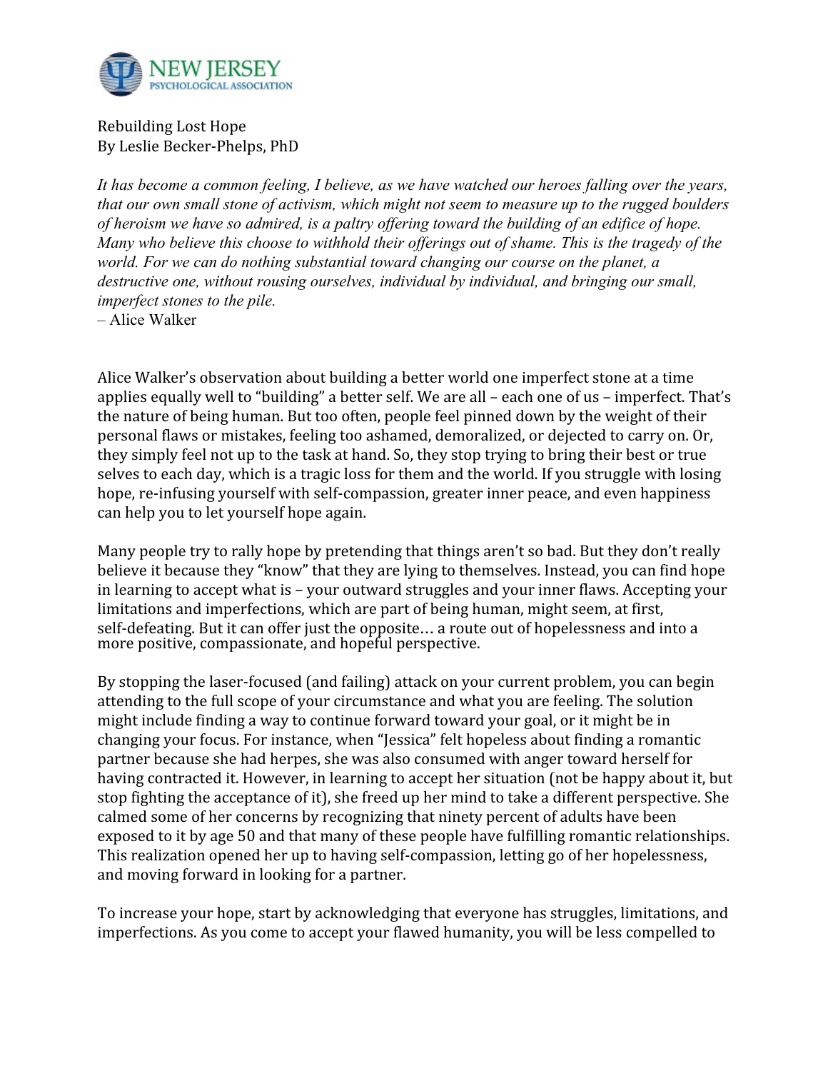NEW JERSEY PSYCHOLOGICAL ASSOCIATION

# Rebuilding Lost Hope

By Leslie Becker-Phelps, PhD

*It has become a common feeling, I believe, as we have watched our heroes falling over the years, that our own small stone of activism, which might not seem to measure up to the rugged boulders of heroism we have so admired, is a paltry offering toward the building of an edifice of hope. Many who believe this choose to withhold their offerings out of shame. This is the tragedy of the world. For we can do nothing substantial toward changing our course on the planet, a destructive one, without rousing ourselves, individual by individual, and bringing our small, imperfect stones to the pile.*
– Alice Walker

Alice Walker's observation about building a better world one imperfect stone at a time applies equally well to "building" a better self. We are all – each one of us – imperfect. That's the nature of being human. But too often, people feel pinned down by the weight of their personal flaws or mistakes, feeling too ashamed, demoralized, or dejected to carry on. Or, they simply feel not up to the task at hand. So, they stop trying to bring their best or true selves to each day, which is a tragic loss for them and the world. If you struggle with losing hope, re-infusing yourself with self-compassion, greater inner peace, and even happiness can help you to let yourself hope again.

Many people try to rally hope by pretending that things aren't so bad. But they don't really believe it because they "know" that they are lying to themselves. Instead, you can find hope in learning to accept what is – your outward struggles and your inner flaws. Accepting your limitations and imperfections, which are part of being human, might seem, at first, self-defeating. But it can offer just the opposite… a route out of hopelessness and into a more positive, compassionate, and hopeful perspective.

By stopping the laser-focused (and failing) attack on your current problem, you can begin attending to the full scope of your circumstance and what you are feeling. The solution might include finding a way to continue forward toward your goal, or it might be in changing your focus. For instance, when "Jessica" felt hopeless about finding a romantic partner because she had herpes, she was also consumed with anger toward herself for having contracted it. However, in learning to accept her situation (not be happy about it, but stop fighting the acceptance of it), she freed up her mind to take a different perspective. She calmed some of her concerns by recognizing that ninety percent of adults have been exposed to it by age 50 and that many of these people have fulfilling romantic relationships. This realization opened her up to having self-compassion, letting go of her hopelessness, and moving forward in looking for a partner.

To increase your hope, start by acknowledging that everyone has struggles, limitations, and imperfections. As you come to accept your flawed humanity, you will be less compelled to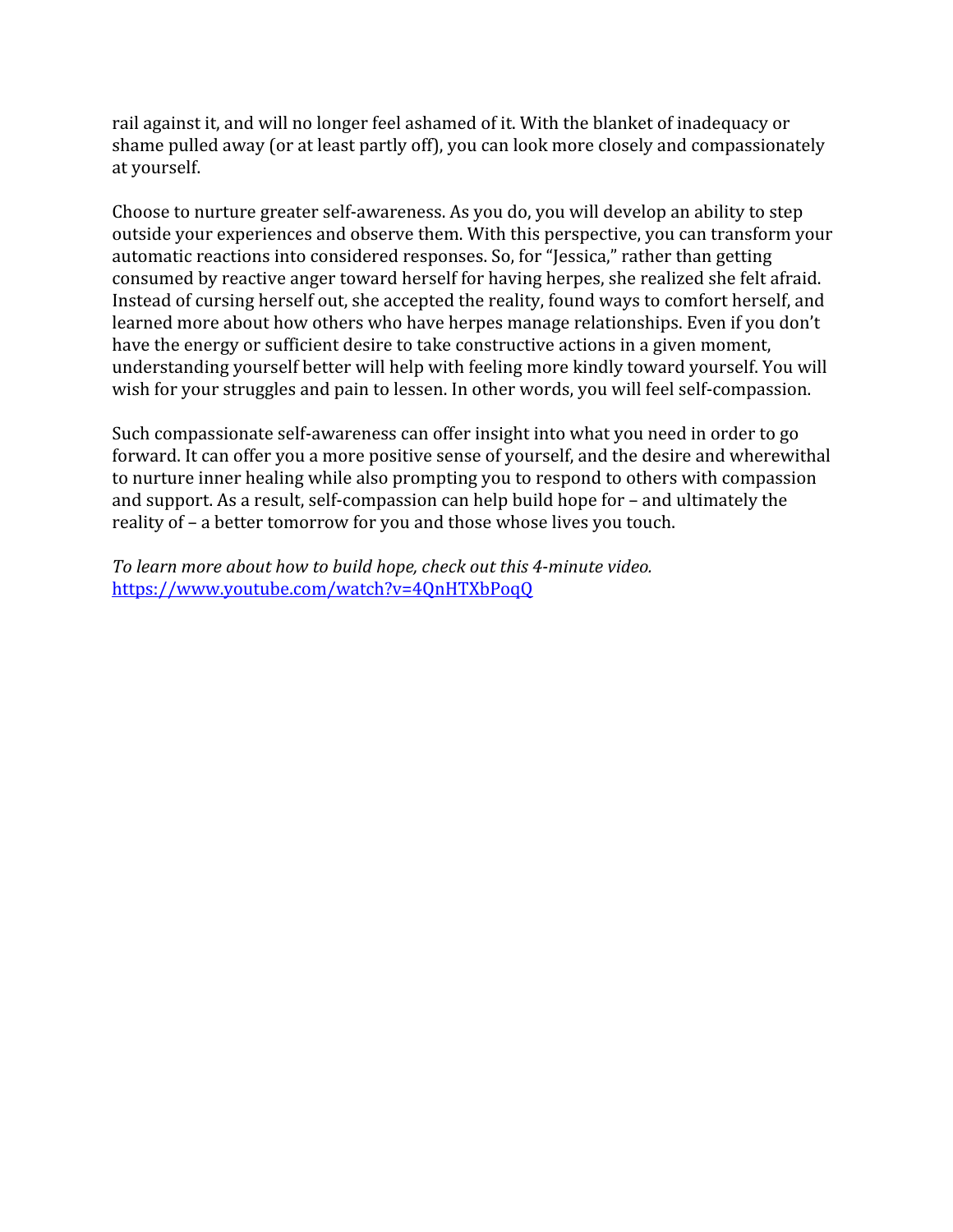rail against it, and will no longer feel ashamed of it. With the blanket of inadequacy or shame pulled away (or at least partly off), you can look more closely and compassionately at yourself.

Choose to nurture greater self-awareness. As you do, you will develop an ability to step outside your experiences and observe them. With this perspective, you can transform your automatic reactions into considered responses. So, for "Jessica," rather than getting consumed by reactive anger toward herself for having herpes, she realized she felt afraid. Instead of cursing herself out, she accepted the reality, found ways to comfort herself, and learned more about how others who have herpes manage relationships. Even if you don't have the energy or sufficient desire to take constructive actions in a given moment, understanding yourself better will help with feeling more kindly toward yourself. You will wish for your struggles and pain to lessen. In other words, you will feel self-compassion.

Such compassionate self-awareness can offer insight into what you need in order to go forward. It can offer you a more positive sense of yourself, and the desire and wherewithal to nurture inner healing while also prompting you to respond to others with compassion and support. As a result, self-compassion can help build hope for – and ultimately the reality of – a better tomorrow for you and those whose lives you touch.

*To learn more about how to build hope, check out this 4-minute video.*
[https://www.youtube.com/watch?v=4QnHTXbPoqQ](https://www.youtube.com/watch?v=4QnHTXbPoqQ)